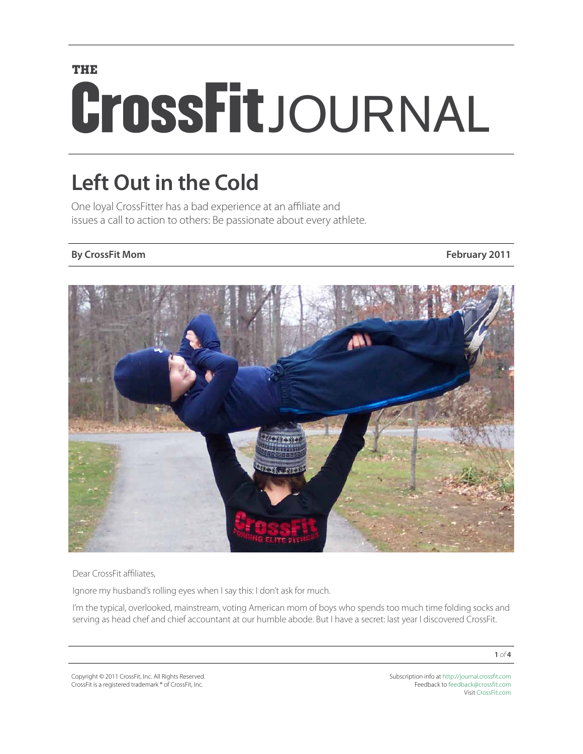# THE CrossFit JOURNAL

## Left Out in the Cold

One loyal CrossFitter has a bad experience at an affiliate and issues a call to action to others: Be passionate about every athlete.

**By CrossFit Mom** **February 2011**

Dear CrossFit affiliates,

Ignore my husband's rolling eyes when I say this: I don't ask for much.

I'm the typical, overlooked, mainstream, voting American mom of boys who spends too much time folding socks and serving as head chef and chief accountant at our humble abode. But I have a secret: last year I discovered CrossFit.

Copyright © 2011 CrossFit, Inc. All Rights Reserved.
CrossFit is a registered trademark ® of CrossFit, Inc.

Subscription info at http://journal.crossfit.com
Feedback to feedback@crossfit.com
Visit CrossFit.com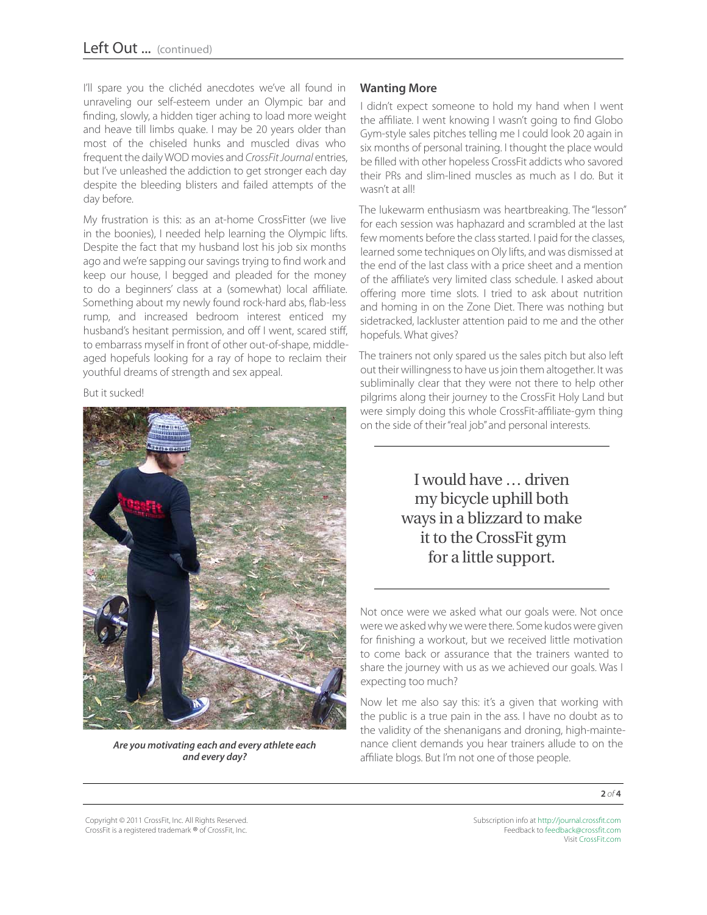I'll spare you the clichéd anecdotes we've all found in unraveling our self-esteem under an Olympic bar and finding, slowly, a hidden tiger aching to load more weight and heave till limbs quake. I may be 20 years older than most of the chiseled hunks and muscled divas who frequent the daily WOD movies and *CrossFit Journal* entries, but I've unleashed the addiction to get stronger each day despite the bleeding blisters and failed attempts of the day before.

My frustration is this: as an at-home CrossFitter (we live in the boonies), I needed help learning the Olympic lifts. Despite the fact that my husband lost his job six months ago and we're sapping our savings trying to find work and keep our house, I begged and pleaded for the money to do a beginners' class at a (somewhat) local affiliate. Something about my newly found rock-hard abs, flab-less rump, and increased bedroom interest enticed my husband's hesitant permission, and off I went, scared stiff, to embarrass myself in front of other out-of-shape, middle-aged hopefuls looking for a ray of hope to reclaim their youthful dreams of strength and sex appeal.

But it sucked!

***Are you motivating each and every athlete each and every day?***

## Wanting More

I didn't expect someone to hold my hand when I went the affiliate. I went knowing I wasn't going to find Globo Gym-style sales pitches telling me I could look 20 again in six months of personal training. I thought the place would be filled with other hopeless CrossFit addicts who savored their PRs and slim-lined muscles as much as I do. But it wasn't at all!

The lukewarm enthusiasm was heartbreaking. The "lesson" for each session was haphazard and scrambled at the last few moments before the class started. I paid for the classes, learned some techniques on Oly lifts, and was dismissed at the end of the last class with a price sheet and a mention of the affiliate's very limited class schedule. I asked about offering more time slots. I tried to ask about nutrition and homing in on the Zone Diet. There was nothing but sidetracked, lackluster attention paid to me and the other hopefuls. What gives?

The trainers not only spared us the sales pitch but also left out their willingness to have us join them altogether. It was subliminally clear that they were not there to help other pilgrims along their journey to the CrossFit Holy Land but were simply doing this whole CrossFit-affiliate-gym thing on the side of their "real job" and personal interests.

> I would have … driven my bicycle uphill both ways in a blizzard to make it to the CrossFit gym for a little support.

Not once were we asked what our goals were. Not once were we asked why we were there. Some kudos were given for finishing a workout, but we received little motivation to come back or assurance that the trainers wanted to share the journey with us as we achieved our goals. Was I expecting too much?

Now let me also say this: it's a given that working with the public is a true pain in the ass. I have no doubt as to the validity of the shenanigans and droning, high-maintenance client demands you hear trainers allude to on the affiliate blogs. But I'm not one of those people.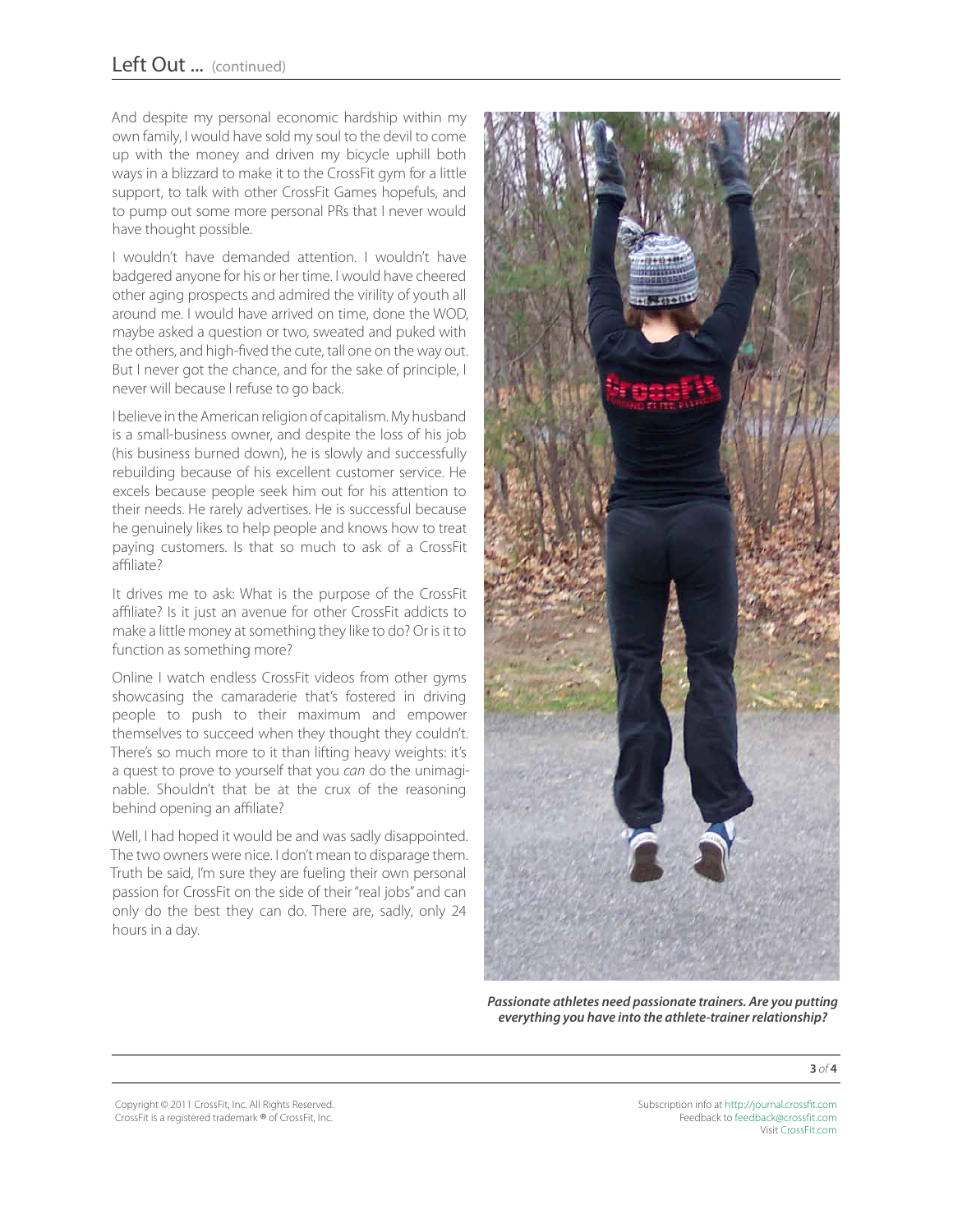And despite my personal economic hardship within my own family, I would have sold my soul to the devil to come up with the money and driven my bicycle uphill both ways in a blizzard to make it to the CrossFit gym for a little support, to talk with other CrossFit Games hopefuls, and to pump out some more personal PRs that I never would have thought possible.

I wouldn't have demanded attention. I wouldn't have badgered anyone for his or her time. I would have cheered other aging prospects and admired the virility of youth all around me. I would have arrived on time, done the WOD, maybe asked a question or two, sweated and puked with the others, and high-fived the cute, tall one on the way out. But I never got the chance, and for the sake of principle, I never will because I refuse to go back.

I believe in the American religion of capitalism. My husband is a small-business owner, and despite the loss of his job (his business burned down), he is slowly and successfully rebuilding because of his excellent customer service. He excels because people seek him out for his attention to their needs. He rarely advertises. He is successful because he genuinely likes to help people and knows how to treat paying customers. Is that so much to ask of a CrossFit affiliate?

It drives me to ask: What is the purpose of the CrossFit affiliate? Is it just an avenue for other CrossFit addicts to make a little money at something they like to do? Or is it to function as something more?

Online I watch endless CrossFit videos from other gyms showcasing the camaraderie that's fostered in driving people to push to their maximum and empower themselves to succeed when they thought they couldn't. There's so much more to it than lifting heavy weights: it's a quest to prove to yourself that you *can* do the unimaginable. Shouldn't that be at the crux of the reasoning behind opening an affiliate?

Well, I had hoped it would be and was sadly disappointed. The two owners were nice. I don't mean to disparage them. Truth be said, I'm sure they are fueling their own personal passion for CrossFit on the side of their "real jobs" and can only do the best they can do. There are, sadly, only 24 hours in a day.

***Passionate athletes need passionate trainers. Are you putting everything you have into the athlete-trainer relationship?***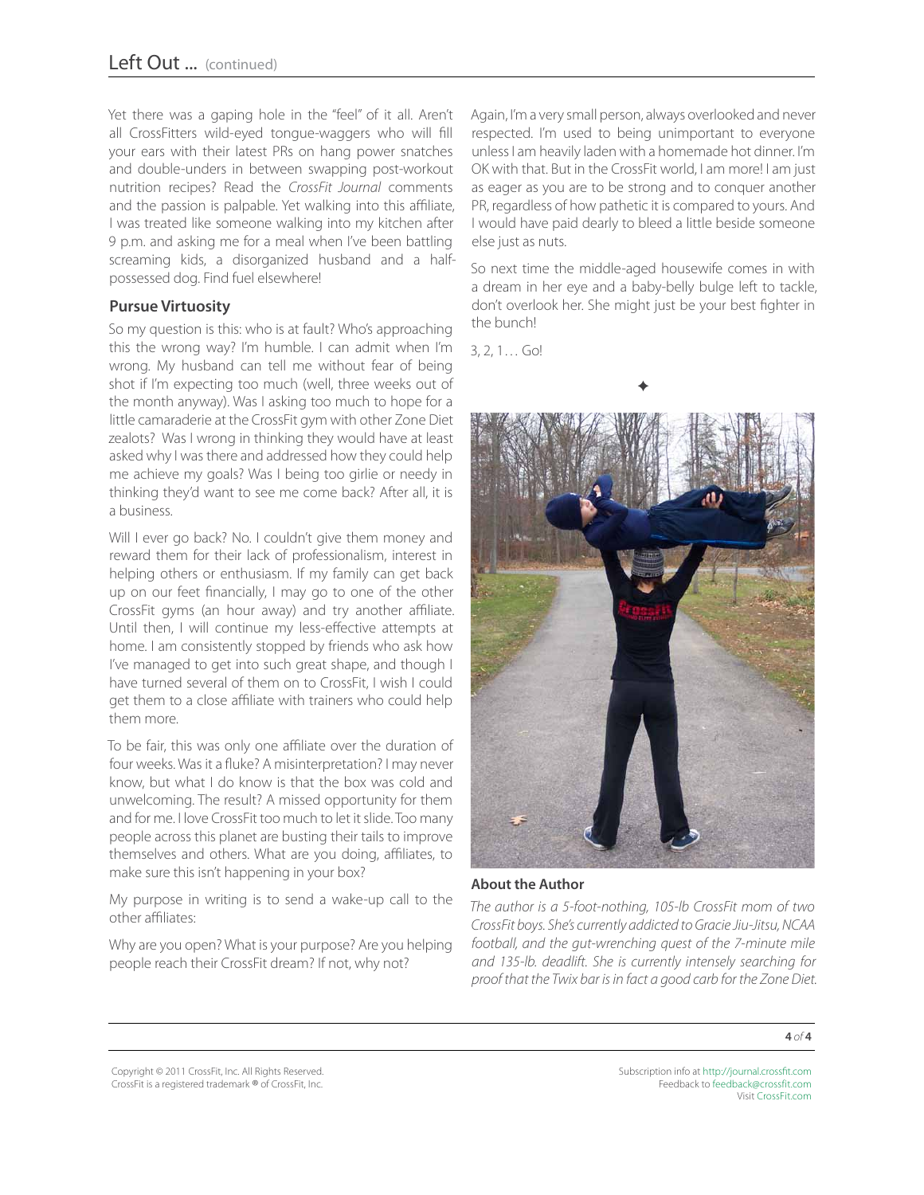Yet there was a gaping hole in the "feel" of it all. Aren't all CrossFitters wild-eyed tongue-waggers who will fill your ears with their latest PRs on hang power snatches and double-unders in between swapping post-workout nutrition recipes? Read the *CrossFit Journal* comments and the passion is palpable. Yet walking into this affiliate, I was treated like someone walking into my kitchen after 9 p.m. and asking me for a meal when I've been battling screaming kids, a disorganized husband and a half-possessed dog. Find fuel elsewhere!

### Pursue Virtuosity

So my question is this: who is at fault? Who's approaching this the wrong way? I'm humble. I can admit when I'm wrong. My husband can tell me without fear of being shot if I'm expecting too much (well, three weeks out of the month anyway). Was I asking too much to hope for a little camaraderie at the CrossFit gym with other Zone Diet zealots? Was I wrong in thinking they would have at least asked why I was there and addressed how they could help me achieve my goals? Was I being too girlie or needy in thinking they'd want to see me come back? After all, it is a business.

Will I ever go back? No. I couldn't give them money and reward them for their lack of professionalism, interest in helping others or enthusiasm. If my family can get back up on our feet financially, I may go to one of the other CrossFit gyms (an hour away) and try another affiliate. Until then, I will continue my less-effective attempts at home. I am consistently stopped by friends who ask how I've managed to get into such great shape, and though I have turned several of them on to CrossFit, I wish I could get them to a close affiliate with trainers who could help them more.

To be fair, this was only one affiliate over the duration of four weeks. Was it a fluke? A misinterpretation? I may never know, but what I do know is that the box was cold and unwelcoming. The result? A missed opportunity for them and for me. I love CrossFit too much to let it slide. Too many people across this planet are busting their tails to improve themselves and others. What are you doing, affiliates, to make sure this isn't happening in your box?

My purpose in writing is to send a wake-up call to the other affiliates:

Why are you open? What is your purpose? Are you helping people reach their CrossFit dream? If not, why not?

Again, I'm a very small person, always overlooked and never respected. I'm used to being unimportant to everyone unless I am heavily laden with a homemade hot dinner. I'm OK with that. But in the CrossFit world, I am more! I am just as eager as you are to be strong and to conquer another PR, regardless of how pathetic it is compared to yours. And I would have paid dearly to bleed a little beside someone else just as nuts.

So next time the middle-aged housewife comes in with a dream in her eye and a baby-belly bulge left to tackle, don't overlook her. She might just be your best fighter in the bunch!

3, 2, 1… Go!

✦

### About the Author

*The author is a 5-foot-nothing, 105-lb CrossFit mom of two CrossFit boys. She's currently addicted to Gracie Jiu-Jitsu, NCAA football, and the gut-wrenching quest of the 7-minute mile and 135-lb. deadlift. She is currently intensely searching for proof that the Twix bar is in fact a good carb for the Zone Diet.*